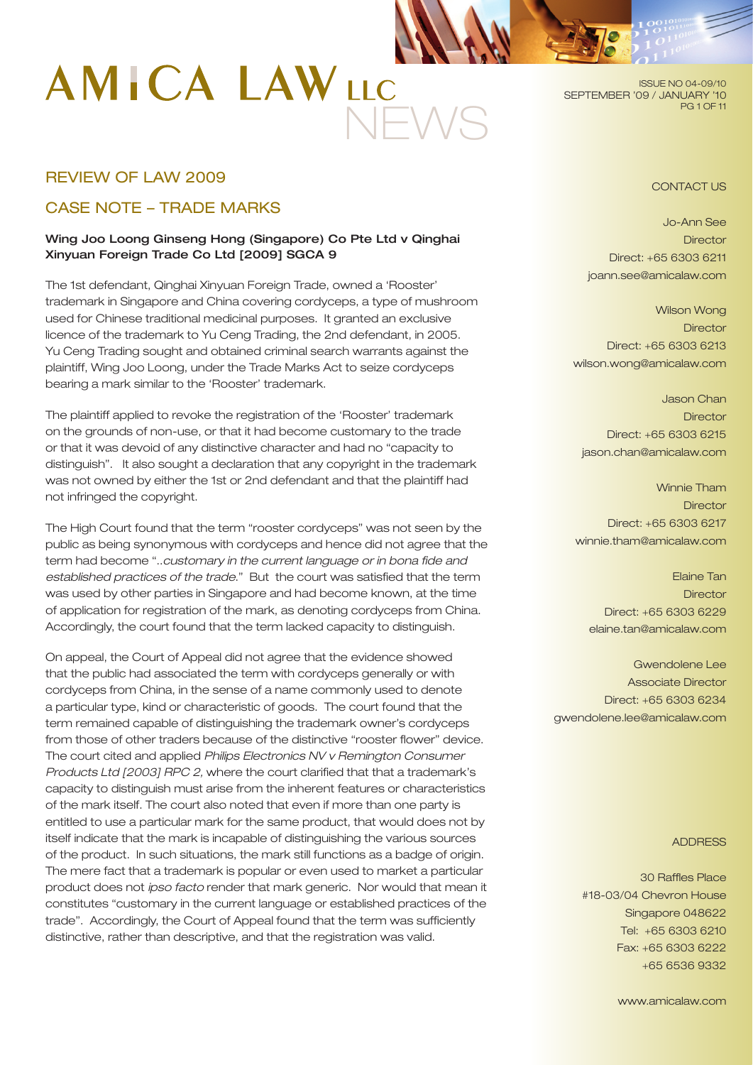# AMICA LAW LLC NEWS

ISSUE NO 04-09/10
SEPTEMBER '09 / JANUARY '10

## REVIEW OF LAW 2009

## CASE NOTE – TRADE MARKS

**Wing Joo Loong Ginseng Hong (Singapore) Co Pte Ltd v Qinghai Xinyuan Foreign Trade Co Ltd [2009] SGCA 9**

The 1st defendant, Qinghai Xinyuan Foreign Trade, owned a 'Rooster' trademark in Singapore and China covering cordyceps, a type of mushroom used for Chinese traditional medicinal purposes. It granted an exclusive licence of the trademark to Yu Ceng Trading, the 2nd defendant, in 2005. Yu Ceng Trading sought and obtained criminal search warrants against the plaintiff, Wing Joo Loong, under the Trade Marks Act to seize cordyceps bearing a mark similar to the 'Rooster' trademark.

The plaintiff applied to revoke the registration of the 'Rooster' trademark on the grounds of non-use, or that it had become customary to the trade or that it was devoid of any distinctive character and had no "capacity to distinguish". It also sought a declaration that any copyright in the trademark was not owned by either the 1st or 2nd defendant and that the plaintiff had not infringed the copyright.

The High Court found that the term "rooster cordyceps" was not seen by the public as being synonymous with cordyceps and hence did not agree that the term had become "*..customary in the current language or in bona fide and established practices of the trade.*" But the court was satisfied that the term was used by other parties in Singapore and had become known, at the time of application for registration of the mark, as denoting cordyceps from China. Accordingly, the court found that the term lacked capacity to distinguish.

On appeal, the Court of Appeal did not agree that the evidence showed that the public had associated the term with cordyceps generally or with cordyceps from China, in the sense of a name commonly used to denote a particular type, kind or characteristic of goods. The court found that the term remained capable of distinguishing the trademark owner's cordyceps from those of other traders because of the distinctive "rooster flower" device. The court cited and applied *Philips Electronics NV v Remington Consumer Products Ltd [2003] RPC 2,* where the court clarified that that a trademark's capacity to distinguish must arise from the inherent features or characteristics of the mark itself. The court also noted that even if more than one party is entitled to use a particular mark for the same product, that would does not by itself indicate that the mark is incapable of distinguishing the various sources of the product. In such situations, the mark still functions as a badge of origin. The mere fact that a trademark is popular or even used to market a particular product does not *ipso facto* render that mark generic. Nor would that mean it constitutes "customary in the current language or established practices of the trade". Accordingly, the Court of Appeal found that the term was sufficiently distinctive, rather than descriptive, and that the registration was valid.

CONTACT US

Jo-Ann See
Director
Direct: +65 6303 6211
joann.see@amicalaw.com

Wilson Wong
Director
Direct: +65 6303 6213
wilson.wong@amicalaw.com

Jason Chan
Director
Direct: +65 6303 6215
jason.chan@amicalaw.com

Winnie Tham
Director
Direct: +65 6303 6217
winnie.tham@amicalaw.com

Elaine Tan
Director
Direct: +65 6303 6229
elaine.tan@amicalaw.com

Gwendolene Lee
Associate Director
Direct: +65 6303 6234
gwendolene.lee@amicalaw.com

ADDRESS

30 Raffles Place
#18-03/04 Chevron House
Singapore 048622
Tel: +65 6303 6210
Fax: +65 6303 6222
+65 6536 9332

www.amicalaw.com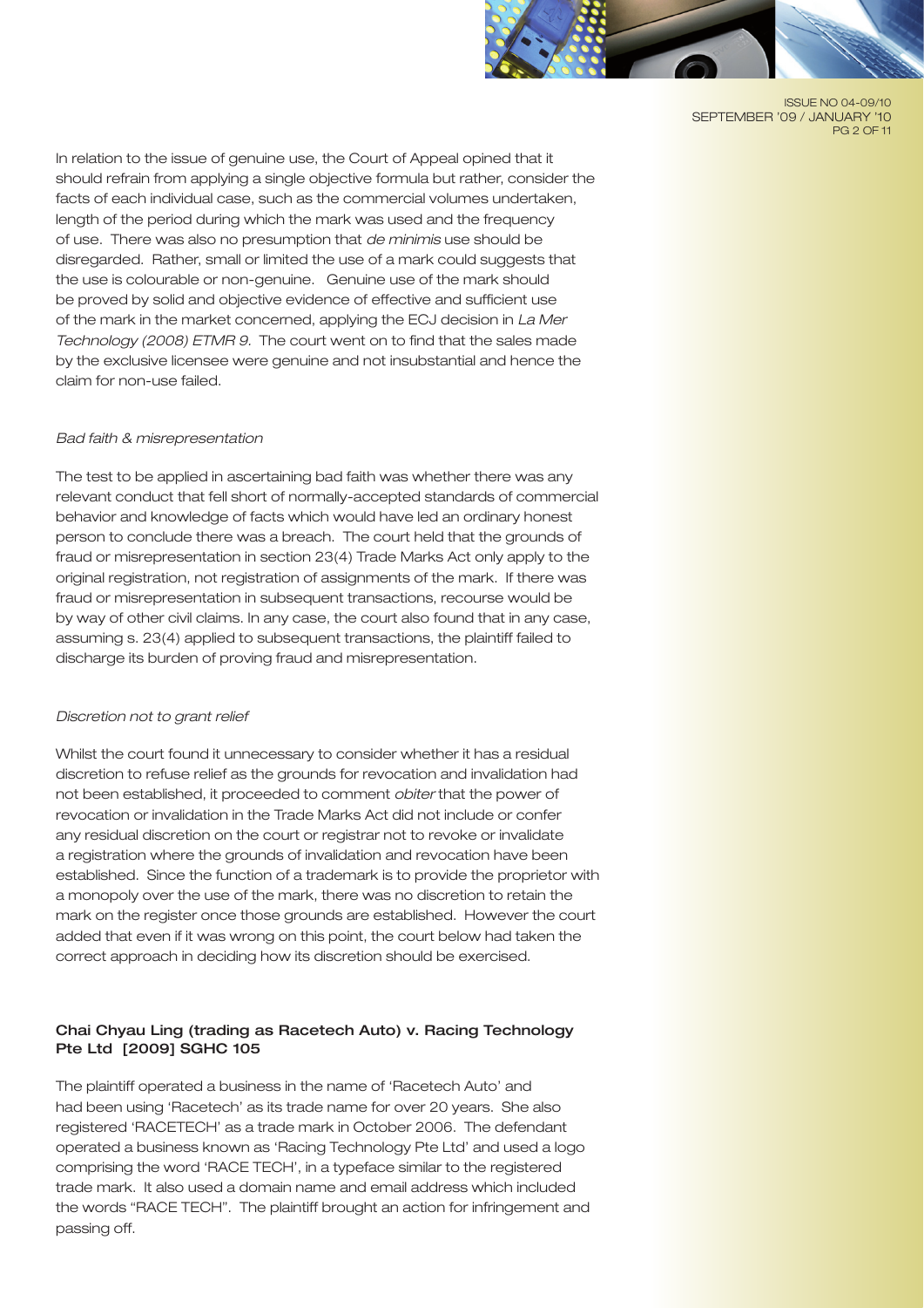In relation to the issue of genuine use, the Court of Appeal opined that it should refrain from applying a single objective formula but rather, consider the facts of each individual case, such as the commercial volumes undertaken, length of the period during which the mark was used and the frequency of use. There was also no presumption that *de minimis* use should be disregarded. Rather, small or limited the use of a mark could suggests that the use is colourable or non-genuine. Genuine use of the mark should be proved by solid and objective evidence of effective and sufficient use of the mark in the market concerned, applying the ECJ decision in *La Mer Technology (2008) ETMR 9.* The court went on to find that the sales made by the exclusive licensee were genuine and not insubstantial and hence the claim for non-use failed.

*Bad faith & misrepresentation*

The test to be applied in ascertaining bad faith was whether there was any relevant conduct that fell short of normally-accepted standards of commercial behavior and knowledge of facts which would have led an ordinary honest person to conclude there was a breach. The court held that the grounds of fraud or misrepresentation in section 23(4) Trade Marks Act only apply to the original registration, not registration of assignments of the mark. If there was fraud or misrepresentation in subsequent transactions, recourse would be by way of other civil claims. In any case, the court also found that in any case, assuming s. 23(4) applied to subsequent transactions, the plaintiff failed to discharge its burden of proving fraud and misrepresentation.

*Discretion not to grant relief*

Whilst the court found it unnecessary to consider whether it has a residual discretion to refuse relief as the grounds for revocation and invalidation had not been established, it proceeded to comment *obiter* that the power of revocation or invalidation in the Trade Marks Act did not include or confer any residual discretion on the court or registrar not to revoke or invalidate a registration where the grounds of invalidation and revocation have been established. Since the function of a trademark is to provide the proprietor with a monopoly over the use of the mark, there was no discretion to retain the mark on the register once those grounds are established. However the court added that even if it was wrong on this point, the court below had taken the correct approach in deciding how its discretion should be exercised.

**Chai Chyau Ling (trading as Racetech Auto) v. Racing Technology Pte Ltd [2009] SGHC 105**

The plaintiff operated a business in the name of 'Racetech Auto' and had been using 'Racetech' as its trade name for over 20 years. She also registered 'RACETECH' as a trade mark in October 2006. The defendant operated a business known as 'Racing Technology Pte Ltd' and used a logo comprising the word 'RACE TECH', in a typeface similar to the registered trade mark. It also used a domain name and email address which included the words "RACE TECH". The plaintiff brought an action for infringement and passing off.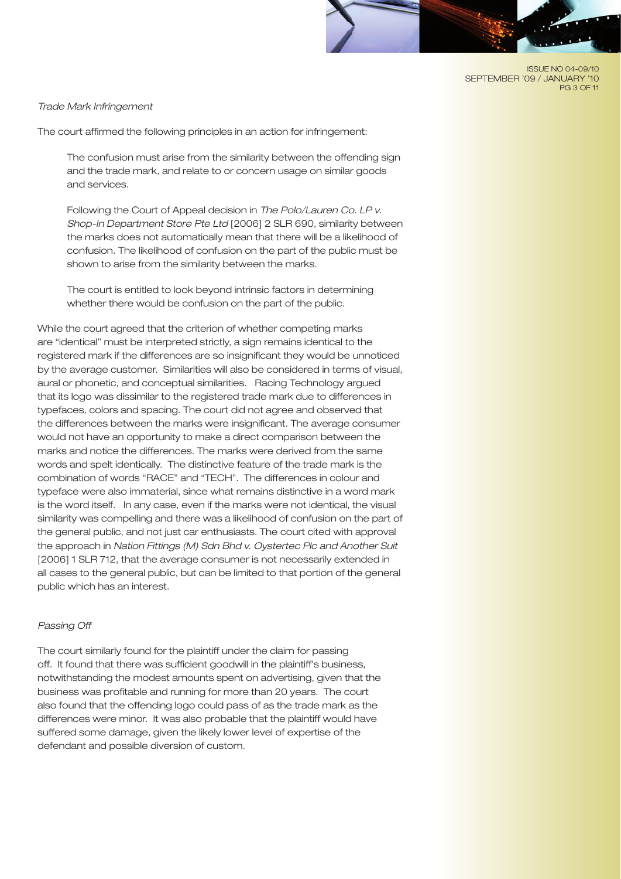*Trade Mark Infringement*

The court affirmed the following principles in an action for infringement:

> The confusion must arise from the similarity between the offending sign and the trade mark, and relate to or concern usage on similar goods and services.
>
> Following the Court of Appeal decision in *The Polo/Lauren Co. LP v. Shop-In Department Store Pte Ltd* [2006] 2 SLR 690, similarity between the marks does not automatically mean that there will be a likelihood of confusion. The likelihood of confusion on the part of the public must be shown to arise from the similarity between the marks.
>
> The court is entitled to look beyond intrinsic factors in determining whether there would be confusion on the part of the public.

While the court agreed that the criterion of whether competing marks are "identical" must be interpreted strictly, a sign remains identical to the registered mark if the differences are so insignificant they would be unnoticed by the average customer. Similarities will also be considered in terms of visual, aural or phonetic, and conceptual similarities. Racing Technology argued that its logo was dissimilar to the registered trade mark due to differences in typefaces, colors and spacing. The court did not agree and observed that the differences between the marks were insignificant. The average consumer would not have an opportunity to make a direct comparison between the marks and notice the differences. The marks were derived from the same words and spelt identically. The distinctive feature of the trade mark is the combination of words "RACE" and "TECH". The differences in colour and typeface were also immaterial, since what remains distinctive in a word mark is the word itself. In any case, even if the marks were not identical, the visual similarity was compelling and there was a likelihood of confusion on the part of the general public, and not just car enthusiasts. The court cited with approval the approach in *Nation Fittings (M) Sdn Bhd v. Oystertec Plc and Another Suit* [2006] 1 SLR 712, that the average consumer is not necessarily extended in all cases to the general public, but can be limited to that portion of the general public which has an interest.

*Passing Off*

The court similarly found for the plaintiff under the claim for passing off. It found that there was sufficient goodwill in the plaintiff's business, notwithstanding the modest amounts spent on advertising, given that the business was profitable and running for more than 20 years. The court also found that the offending logo could pass of as the trade mark as the differences were minor. It was also probable that the plaintiff would have suffered some damage, given the likely lower level of expertise of the defendant and possible diversion of custom.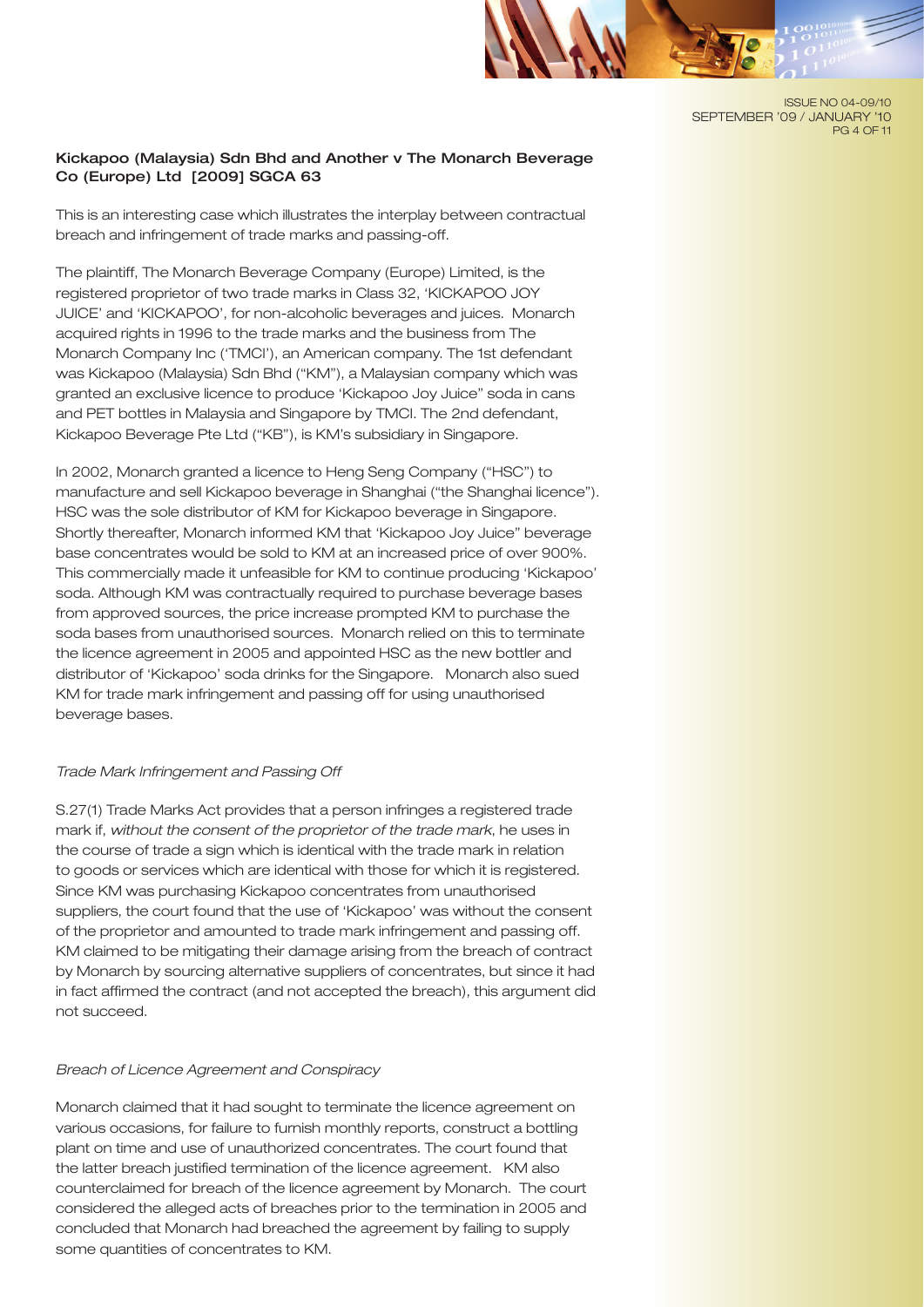**Kickapoo (Malaysia) Sdn Bhd and Another v The Monarch Beverage Co (Europe) Ltd [2009] SGCA 63**

This is an interesting case which illustrates the interplay between contractual breach and infringement of trade marks and passing-off.

The plaintiff, The Monarch Beverage Company (Europe) Limited, is the registered proprietor of two trade marks in Class 32, 'KICKAPOO JOY JUICE' and 'KICKAPOO', for non-alcoholic beverages and juices. Monarch acquired rights in 1996 to the trade marks and the business from The Monarch Company Inc ('TMCI'), an American company. The 1st defendant was Kickapoo (Malaysia) Sdn Bhd ("KM"), a Malaysian company which was granted an exclusive licence to produce 'Kickapoo Joy Juice" soda in cans and PET bottles in Malaysia and Singapore by TMCI. The 2nd defendant, Kickapoo Beverage Pte Ltd ("KB"), is KM's subsidiary in Singapore.

In 2002, Monarch granted a licence to Heng Seng Company ("HSC") to manufacture and sell Kickapoo beverage in Shanghai ("the Shanghai licence"). HSC was the sole distributor of KM for Kickapoo beverage in Singapore. Shortly thereafter, Monarch informed KM that 'Kickapoo Joy Juice" beverage base concentrates would be sold to KM at an increased price of over 900%. This commercially made it unfeasible for KM to continue producing 'Kickapoo' soda. Although KM was contractually required to purchase beverage bases from approved sources, the price increase prompted KM to purchase the soda bases from unauthorised sources. Monarch relied on this to terminate the licence agreement in 2005 and appointed HSC as the new bottler and distributor of 'Kickapoo' soda drinks for the Singapore. Monarch also sued KM for trade mark infringement and passing off for using unauthorised beverage bases.

*Trade Mark Infringement and Passing Off*

S.27(1) Trade Marks Act provides that a person infringes a registered trade mark if, *without the consent of the proprietor of the trade mark*, he uses in the course of trade a sign which is identical with the trade mark in relation to goods or services which are identical with those for which it is registered. Since KM was purchasing Kickapoo concentrates from unauthorised suppliers, the court found that the use of 'Kickapoo' was without the consent of the proprietor and amounted to trade mark infringement and passing off. KM claimed to be mitigating their damage arising from the breach of contract by Monarch by sourcing alternative suppliers of concentrates, but since it had in fact affirmed the contract (and not accepted the breach), this argument did not succeed.

*Breach of Licence Agreement and Conspiracy*

Monarch claimed that it had sought to terminate the licence agreement on various occasions, for failure to furnish monthly reports, construct a bottling plant on time and use of unauthorized concentrates. The court found that the latter breach justified termination of the licence agreement. KM also counterclaimed for breach of the licence agreement by Monarch. The court considered the alleged acts of breaches prior to the termination in 2005 and concluded that Monarch had breached the agreement by failing to supply some quantities of concentrates to KM.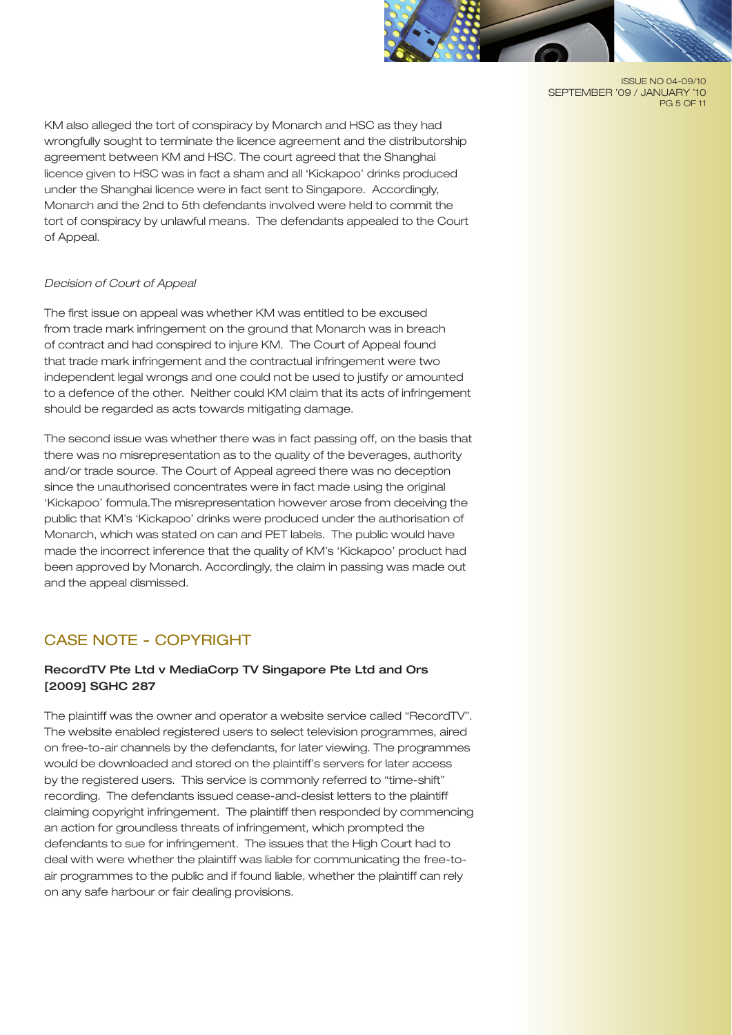KM also alleged the tort of conspiracy by Monarch and HSC as they had wrongfully sought to terminate the licence agreement and the distributorship agreement between KM and HSC. The court agreed that the Shanghai licence given to HSC was in fact a sham and all 'Kickapoo' drinks produced under the Shanghai licence were in fact sent to Singapore. Accordingly, Monarch and the 2nd to 5th defendants involved were held to commit the tort of conspiracy by unlawful means. The defendants appealed to the Court of Appeal.

*Decision of Court of Appeal*

The first issue on appeal was whether KM was entitled to be excused from trade mark infringement on the ground that Monarch was in breach of contract and had conspired to injure KM. The Court of Appeal found that trade mark infringement and the contractual infringement were two independent legal wrongs and one could not be used to justify or amounted to a defence of the other. Neither could KM claim that its acts of infringement should be regarded as acts towards mitigating damage.

The second issue was whether there was in fact passing off, on the basis that there was no misrepresentation as to the quality of the beverages, authority and/or trade source. The Court of Appeal agreed there was no deception since the unauthorised concentrates were in fact made using the original 'Kickapoo' formula.The misrepresentation however arose from deceiving the public that KM's 'Kickapoo' drinks were produced under the authorisation of Monarch, which was stated on can and PET labels. The public would have made the incorrect inference that the quality of KM's 'Kickapoo' product had been approved by Monarch. Accordingly, the claim in passing was made out and the appeal dismissed.

## CASE NOTE - COPYRIGHT

### RecordTV Pte Ltd v MediaCorp TV Singapore Pte Ltd and Ors [2009] SGHC 287

The plaintiff was the owner and operator a website service called "RecordTV". The website enabled registered users to select television programmes, aired on free-to-air channels by the defendants, for later viewing. The programmes would be downloaded and stored on the plaintiff's servers for later access by the registered users. This service is commonly referred to "time-shift" recording. The defendants issued cease-and-desist letters to the plaintiff claiming copyright infringement. The plaintiff then responded by commencing an action for groundless threats of infringement, which prompted the defendants to sue for infringement. The issues that the High Court had to deal with were whether the plaintiff was liable for communicating the free-to-air programmes to the public and if found liable, whether the plaintiff can rely on any safe harbour or fair dealing provisions.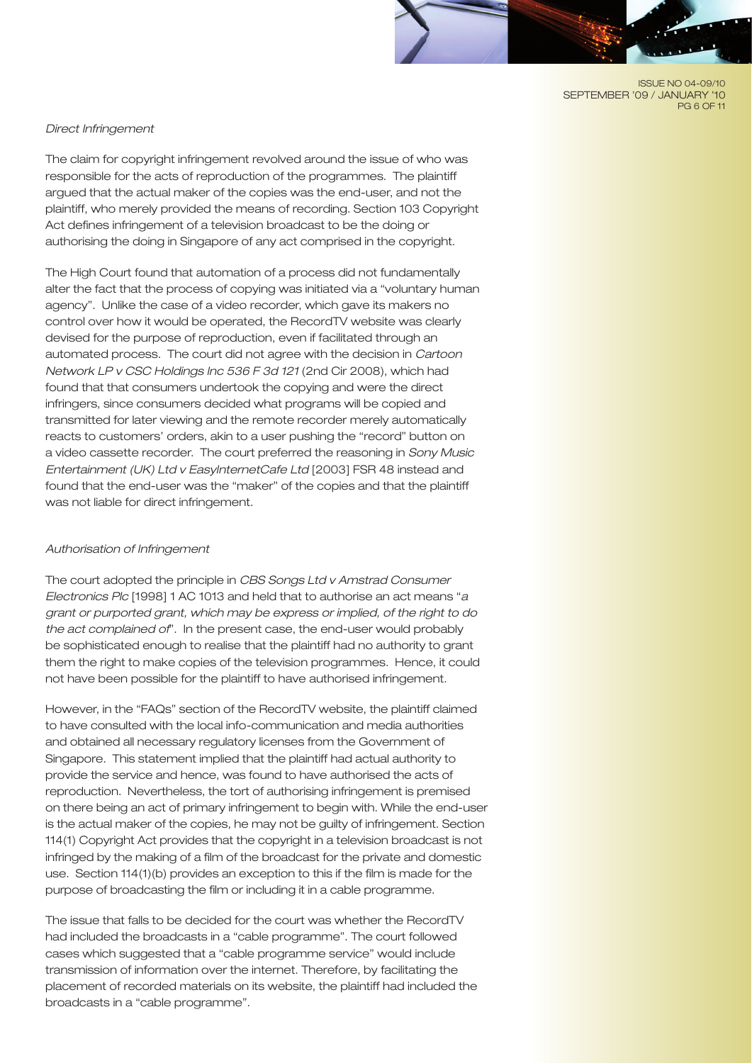*Direct Infringement*

The claim for copyright infringement revolved around the issue of who was responsible for the acts of reproduction of the programmes. The plaintiff argued that the actual maker of the copies was the end-user, and not the plaintiff, who merely provided the means of recording. Section 103 Copyright Act defines infringement of a television broadcast to be the doing or authorising the doing in Singapore of any act comprised in the copyright.

The High Court found that automation of a process did not fundamentally alter the fact that the process of copying was initiated via a "voluntary human agency". Unlike the case of a video recorder, which gave its makers no control over how it would be operated, the RecordTV website was clearly devised for the purpose of reproduction, even if facilitated through an automated process. The court did not agree with the decision in *Cartoon Network LP v CSC Holdings Inc 536 F 3d 121* (2nd Cir 2008), which had found that that consumers undertook the copying and were the direct infringers, since consumers decided what programs will be copied and transmitted for later viewing and the remote recorder merely automatically reacts to customers' orders, akin to a user pushing the "record" button on a video cassette recorder. The court preferred the reasoning in *Sony Music Entertainment (UK) Ltd v EasyInternetCafe Ltd* [2003] FSR 48 instead and found that the end-user was the "maker" of the copies and that the plaintiff was not liable for direct infringement.

*Authorisation of Infringement*

The court adopted the principle in *CBS Songs Ltd v Amstrad Consumer Electronics Plc* [1998] 1 AC 1013 and held that to authorise an act means "*a grant or purported grant, which may be express or implied, of the right to do the act complained of*". In the present case, the end-user would probably be sophisticated enough to realise that the plaintiff had no authority to grant them the right to make copies of the television programmes. Hence, it could not have been possible for the plaintiff to have authorised infringement.

However, in the "FAQs" section of the RecordTV website, the plaintiff claimed to have consulted with the local info-communication and media authorities and obtained all necessary regulatory licenses from the Government of Singapore. This statement implied that the plaintiff had actual authority to provide the service and hence, was found to have authorised the acts of reproduction. Nevertheless, the tort of authorising infringement is premised on there being an act of primary infringement to begin with. While the end-user is the actual maker of the copies, he may not be guilty of infringement. Section 114(1) Copyright Act provides that the copyright in a television broadcast is not infringed by the making of a film of the broadcast for the private and domestic use. Section 114(1)(b) provides an exception to this if the film is made for the purpose of broadcasting the film or including it in a cable programme.

The issue that falls to be decided for the court was whether the RecordTV had included the broadcasts in a "cable programme". The court followed cases which suggested that a "cable programme service" would include transmission of information over the internet. Therefore, by facilitating the placement of recorded materials on its website, the plaintiff had included the broadcasts in a "cable programme".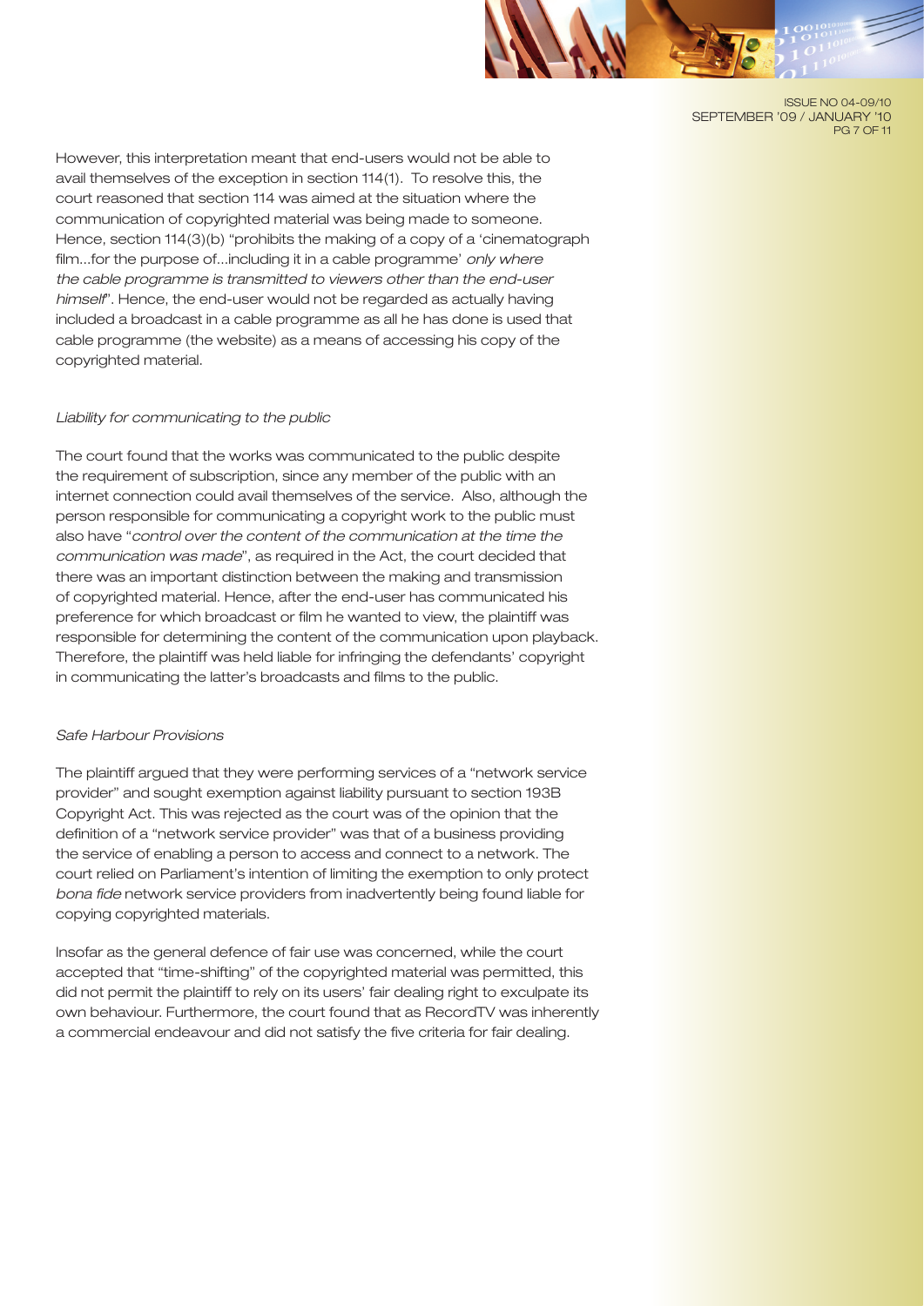However, this interpretation meant that end-users would not be able to avail themselves of the exception in section 114(1). To resolve this, the court reasoned that section 114 was aimed at the situation where the communication of copyrighted material was being made to someone. Hence, section 114(3)(b) "prohibits the making of a copy of a 'cinematograph film...for the purpose of...including it in a cable programme' *only where the cable programme is transmitted to viewers other than the end-user himself*". Hence, the end-user would not be regarded as actually having included a broadcast in a cable programme as all he has done is used that cable programme (the website) as a means of accessing his copy of the copyrighted material.

*Liability for communicating to the public*

The court found that the works was communicated to the public despite the requirement of subscription, since any member of the public with an internet connection could avail themselves of the service. Also, although the person responsible for communicating a copyright work to the public must also have "*control over the content of the communication at the time the communication was made*", as required in the Act, the court decided that there was an important distinction between the making and transmission of copyrighted material. Hence, after the end-user has communicated his preference for which broadcast or film he wanted to view, the plaintiff was responsible for determining the content of the communication upon playback. Therefore, the plaintiff was held liable for infringing the defendants' copyright in communicating the latter's broadcasts and films to the public.

*Safe Harbour Provisions*

The plaintiff argued that they were performing services of a "network service provider" and sought exemption against liability pursuant to section 193B Copyright Act. This was rejected as the court was of the opinion that the definition of a "network service provider" was that of a business providing the service of enabling a person to access and connect to a network. The court relied on Parliament's intention of limiting the exemption to only protect *bona fide* network service providers from inadvertently being found liable for copying copyrighted materials.

Insofar as the general defence of fair use was concerned, while the court accepted that "time-shifting" of the copyrighted material was permitted, this did not permit the plaintiff to rely on its users' fair dealing right to exculpate its own behaviour. Furthermore, the court found that as RecordTV was inherently a commercial endeavour and did not satisfy the five criteria for fair dealing.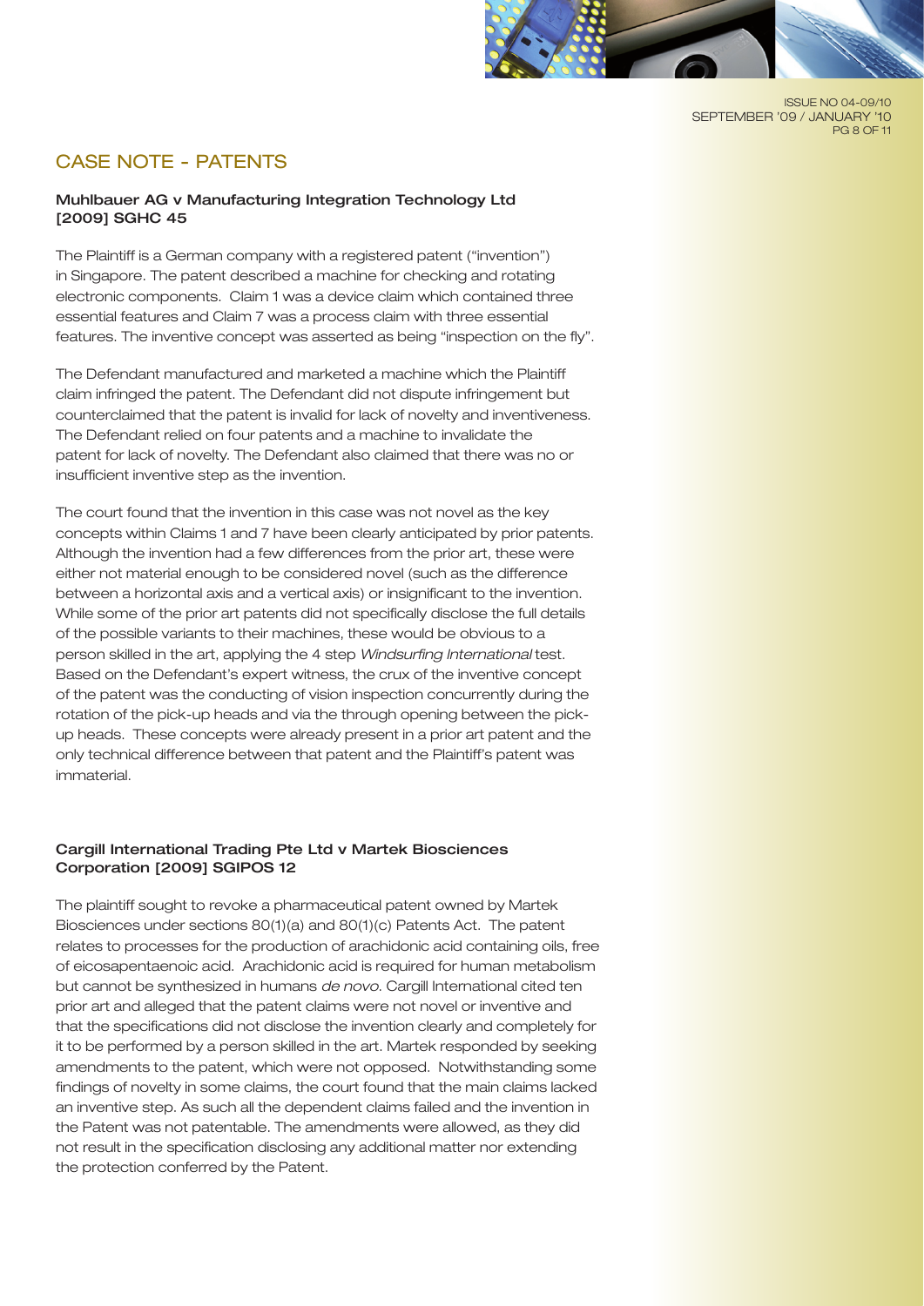## CASE NOTE - PATENTS

### Muhlbauer AG v Manufacturing Integration Technology Ltd [2009] SGHC 45

The Plaintiff is a German company with a registered patent ("invention") in Singapore. The patent described a machine for checking and rotating electronic components. Claim 1 was a device claim which contained three essential features and Claim 7 was a process claim with three essential features. The inventive concept was asserted as being "inspection on the fly".

The Defendant manufactured and marketed a machine which the Plaintiff claim infringed the patent. The Defendant did not dispute infringement but counterclaimed that the patent is invalid for lack of novelty and inventiveness. The Defendant relied on four patents and a machine to invalidate the patent for lack of novelty. The Defendant also claimed that there was no or insufficient inventive step as the invention.

The court found that the invention in this case was not novel as the key concepts within Claims 1 and 7 have been clearly anticipated by prior patents. Although the invention had a few differences from the prior art, these were either not material enough to be considered novel (such as the difference between a horizontal axis and a vertical axis) or insignificant to the invention. While some of the prior art patents did not specifically disclose the full details of the possible variants to their machines, these would be obvious to a person skilled in the art, applying the 4 step *Windsurfing International* test. Based on the Defendant's expert witness, the crux of the inventive concept of the patent was the conducting of vision inspection concurrently during the rotation of the pick-up heads and via the through opening between the pick-up heads. These concepts were already present in a prior art patent and the only technical difference between that patent and the Plaintiff's patent was immaterial.

### Cargill International Trading Pte Ltd v Martek Biosciences Corporation [2009] SGIPOS 12

The plaintiff sought to revoke a pharmaceutical patent owned by Martek Biosciences under sections 80(1)(a) and 80(1)(c) Patents Act. The patent relates to processes for the production of arachidonic acid containing oils, free of eicosapentaenoic acid. Arachidonic acid is required for human metabolism but cannot be synthesized in humans *de novo*. Cargill International cited ten prior art and alleged that the patent claims were not novel or inventive and that the specifications did not disclose the invention clearly and completely for it to be performed by a person skilled in the art. Martek responded by seeking amendments to the patent, which were not opposed. Notwithstanding some findings of novelty in some claims, the court found that the main claims lacked an inventive step. As such all the dependent claims failed and the invention in the Patent was not patentable. The amendments were allowed, as they did not result in the specification disclosing any additional matter nor extending the protection conferred by the Patent.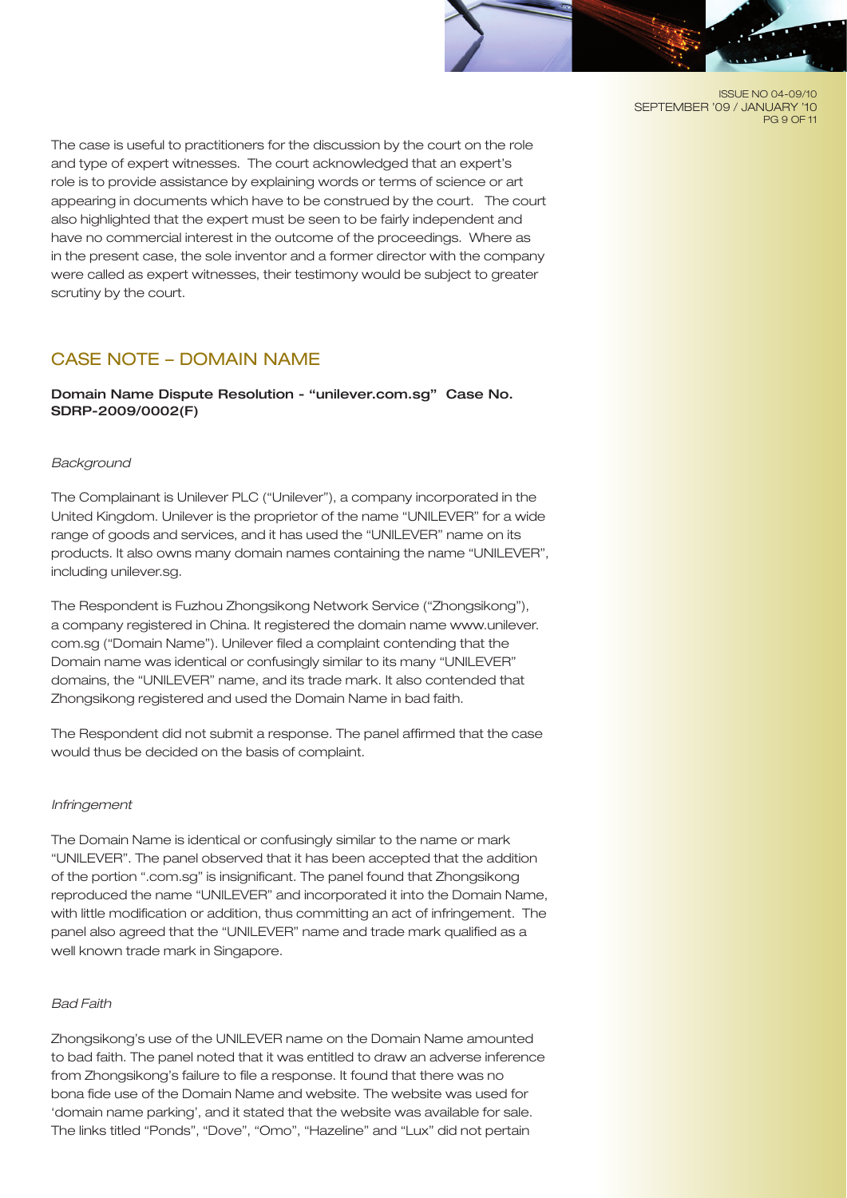The case is useful to practitioners for the discussion by the court on the role and type of expert witnesses. The court acknowledged that an expert's role is to provide assistance by explaining words or terms of science or art appearing in documents which have to be construed by the court. The court also highlighted that the expert must be seen to be fairly independent and have no commercial interest in the outcome of the proceedings. Where as in the present case, the sole inventor and a former director with the company were called as expert witnesses, their testimony would be subject to greater scrutiny by the court.

## CASE NOTE – DOMAIN NAME

**Domain Name Dispute Resolution - "unilever.com.sg" Case No. SDRP-2009/0002(F)**

*Background*

The Complainant is Unilever PLC ("Unilever"), a company incorporated in the United Kingdom. Unilever is the proprietor of the name "UNILEVER" for a wide range of goods and services, and it has used the "UNILEVER" name on its products. It also owns many domain names containing the name "UNILEVER", including unilever.sg.

The Respondent is Fuzhou Zhongsikong Network Service ("Zhongsikong"), a company registered in China. It registered the domain name www.unilever.com.sg ("Domain Name"). Unilever filed a complaint contending that the Domain name was identical or confusingly similar to its many "UNILEVER" domains, the "UNILEVER" name, and its trade mark. It also contended that Zhongsikong registered and used the Domain Name in bad faith.

The Respondent did not submit a response. The panel affirmed that the case would thus be decided on the basis of complaint.

*Infringement*

The Domain Name is identical or confusingly similar to the name or mark "UNILEVER". The panel observed that it has been accepted that the addition of the portion ".com.sg" is insignificant. The panel found that Zhongsikong reproduced the name "UNILEVER" and incorporated it into the Domain Name, with little modification or addition, thus committing an act of infringement. The panel also agreed that the "UNILEVER" name and trade mark qualified as a well known trade mark in Singapore.

*Bad Faith*

Zhongsikong's use of the UNILEVER name on the Domain Name amounted to bad faith. The panel noted that it was entitled to draw an adverse inference from Zhongsikong's failure to file a response. It found that there was no bona fide use of the Domain Name and website. The website was used for 'domain name parking', and it stated that the website was available for sale. The links titled "Ponds", "Dove", "Omo", "Hazeline" and "Lux" did not pertain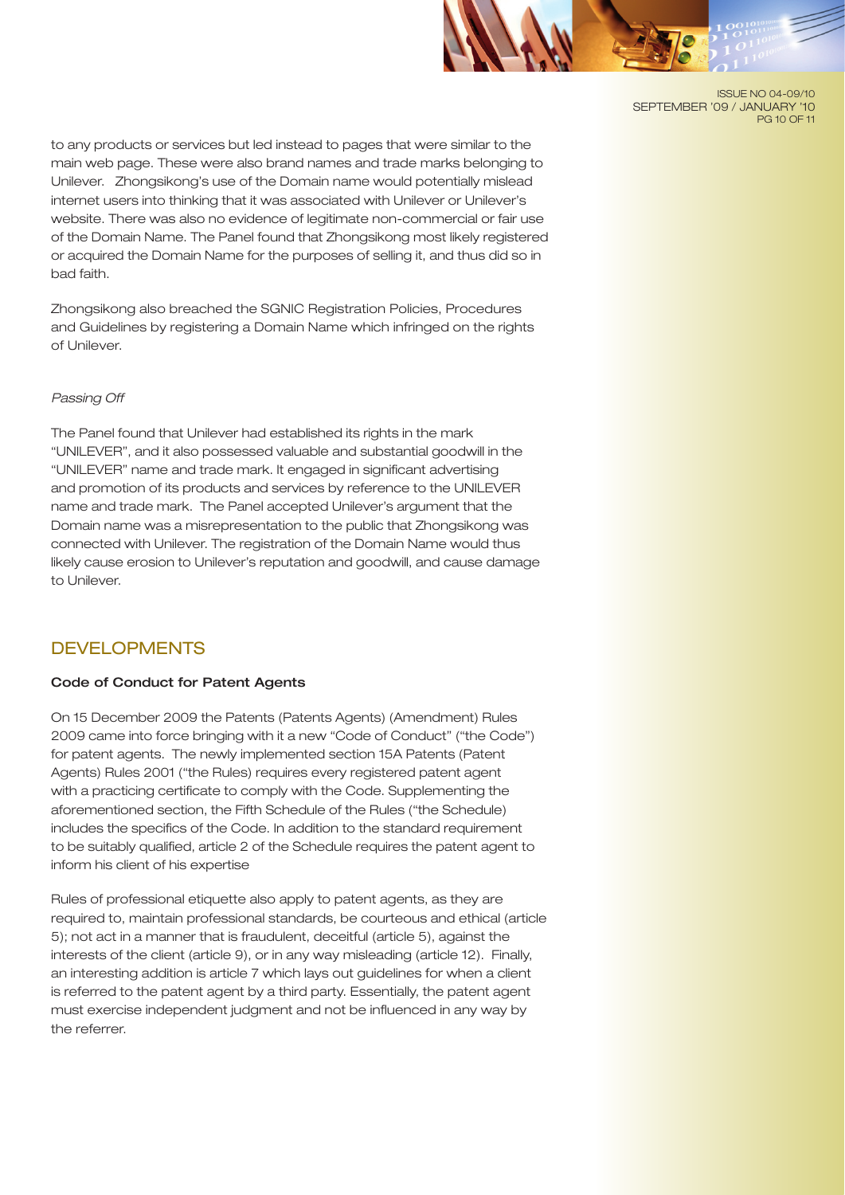to any products or services but led instead to pages that were similar to the main web page. These were also brand names and trade marks belonging to Unilever. Zhongsikong's use of the Domain name would potentially mislead internet users into thinking that it was associated with Unilever or Unilever's website. There was also no evidence of legitimate non-commercial or fair use of the Domain Name. The Panel found that Zhongsikong most likely registered or acquired the Domain Name for the purposes of selling it, and thus did so in bad faith.

Zhongsikong also breached the SGNIC Registration Policies, Procedures and Guidelines by registering a Domain Name which infringed on the rights of Unilever.

*Passing Off*

The Panel found that Unilever had established its rights in the mark "UNILEVER", and it also possessed valuable and substantial goodwill in the "UNILEVER" name and trade mark. It engaged in significant advertising and promotion of its products and services by reference to the UNILEVER name and trade mark. The Panel accepted Unilever's argument that the Domain name was a misrepresentation to the public that Zhongsikong was connected with Unilever. The registration of the Domain Name would thus likely cause erosion to Unilever's reputation and goodwill, and cause damage to Unilever.

## DEVELOPMENTS

### Code of Conduct for Patent Agents

On 15 December 2009 the Patents (Patents Agents) (Amendment) Rules 2009 came into force bringing with it a new "Code of Conduct" ("the Code") for patent agents. The newly implemented section 15A Patents (Patent Agents) Rules 2001 ("the Rules) requires every registered patent agent with a practicing certificate to comply with the Code. Supplementing the aforementioned section, the Fifth Schedule of the Rules ("the Schedule) includes the specifics of the Code. In addition to the standard requirement to be suitably qualified, article 2 of the Schedule requires the patent agent to inform his client of his expertise

Rules of professional etiquette also apply to patent agents, as they are required to, maintain professional standards, be courteous and ethical (article 5); not act in a manner that is fraudulent, deceitful (article 5), against the interests of the client (article 9), or in any way misleading (article 12). Finally, an interesting addition is article 7 which lays out guidelines for when a client is referred to the patent agent by a third party. Essentially, the patent agent must exercise independent judgment and not be influenced in any way by the referrer.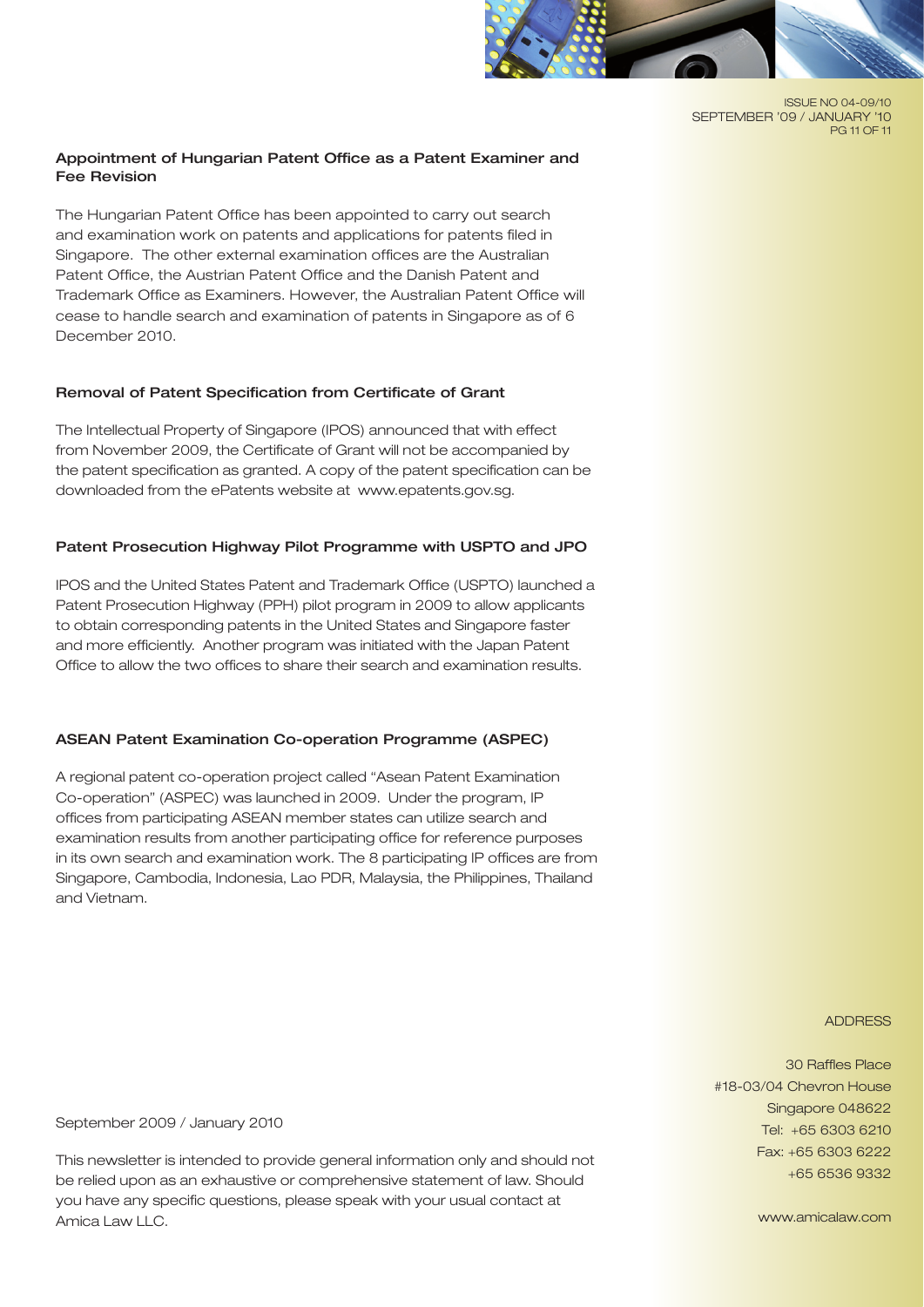## Appointment of Hungarian Patent Office as a Patent Examiner and Fee Revision

The Hungarian Patent Office has been appointed to carry out search and examination work on patents and applications for patents filed in Singapore. The other external examination offices are the Australian Patent Office, the Austrian Patent Office and the Danish Patent and Trademark Office as Examiners. However, the Australian Patent Office will cease to handle search and examination of patents in Singapore as of 6 December 2010.

## Removal of Patent Specification from Certificate of Grant

The Intellectual Property of Singapore (IPOS) announced that with effect from November 2009, the Certificate of Grant will not be accompanied by the patent specification as granted. A copy of the patent specification can be downloaded from the ePatents website at www.epatents.gov.sg.

## Patent Prosecution Highway Pilot Programme with USPTO and JPO

IPOS and the United States Patent and Trademark Office (USPTO) launched a Patent Prosecution Highway (PPH) pilot program in 2009 to allow applicants to obtain corresponding patents in the United States and Singapore faster and more efficiently. Another program was initiated with the Japan Patent Office to allow the two offices to share their search and examination results.

## ASEAN Patent Examination Co-operation Programme (ASPEC)

A regional patent co-operation project called "Asean Patent Examination Co-operation" (ASPEC) was launched in 2009. Under the program, IP offices from participating ASEAN member states can utilize search and examination results from another participating office for reference purposes in its own search and examination work. The 8 participating IP offices are from Singapore, Cambodia, Indonesia, Lao PDR, Malaysia, the Philippines, Thailand and Vietnam.

September 2009 / January 2010

This newsletter is intended to provide general information only and should not be relied upon as an exhaustive or comprehensive statement of law. Should you have any specific questions, please speak with your usual contact at Amica Law LLC.

ADDRESS

30 Raffles Place
#18-03/04 Chevron House
Singapore 048622
Tel: +65 6303 6210
Fax: +65 6303 6222
+65 6536 9332

www.amicalaw.com